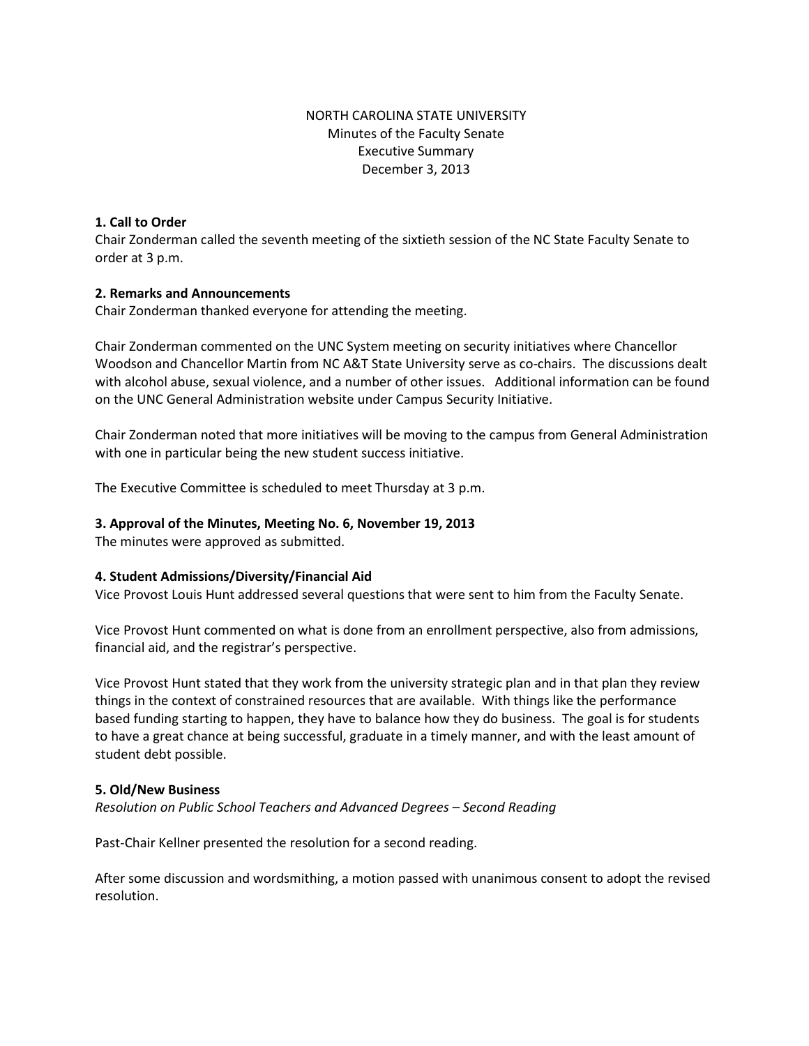NORTH CAROLINA STATE UNIVERSITY
Minutes of the Faculty Senate
Executive Summary
December 3, 2013

**1. Call to Order**
Chair Zonderman called the seventh meeting of the sixtieth session of the NC State Faculty Senate to order at 3 p.m.

**2. Remarks and Announcements**
Chair Zonderman thanked everyone for attending the meeting.

Chair Zonderman commented on the UNC System meeting on security initiatives where Chancellor Woodson and Chancellor Martin from NC A&T State University serve as co-chairs. The discussions dealt with alcohol abuse, sexual violence, and a number of other issues. Additional information can be found on the UNC General Administration website under Campus Security Initiative.

Chair Zonderman noted that more initiatives will be moving to the campus from General Administration with one in particular being the new student success initiative.

The Executive Committee is scheduled to meet Thursday at 3 p.m.

**3. Approval of the Minutes, Meeting No. 6, November 19, 2013**
The minutes were approved as submitted.

**4. Student Admissions/Diversity/Financial Aid**
Vice Provost Louis Hunt addressed several questions that were sent to him from the Faculty Senate.

Vice Provost Hunt commented on what is done from an enrollment perspective, also from admissions, financial aid, and the registrar's perspective.

Vice Provost Hunt stated that they work from the university strategic plan and in that plan they review things in the context of constrained resources that are available. With things like the performance based funding starting to happen, they have to balance how they do business. The goal is for students to have a great chance at being successful, graduate in a timely manner, and with the least amount of student debt possible.

**5. Old/New Business**
*Resolution on Public School Teachers and Advanced Degrees – Second Reading*

Past-Chair Kellner presented the resolution for a second reading.

After some discussion and wordsmithing, a motion passed with unanimous consent to adopt the revised resolution.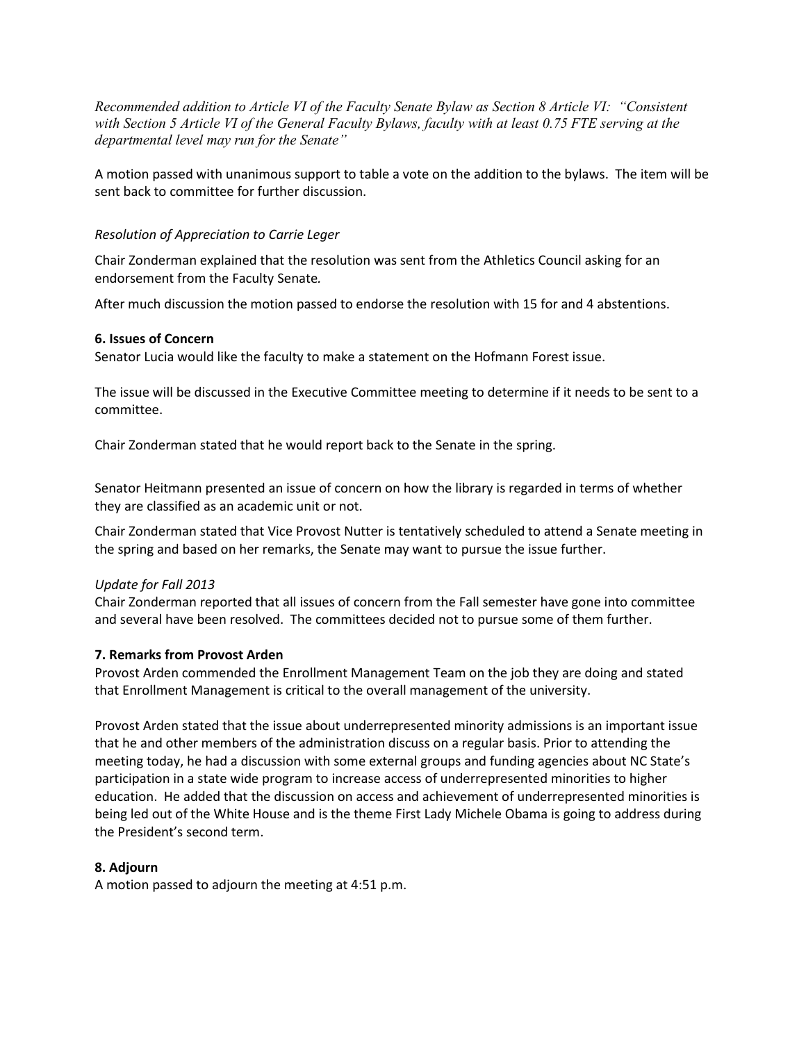*Recommended addition to Article VI of the Faculty Senate Bylaw as Section 8 Article VI: "Consistent with Section 5 Article VI of the General Faculty Bylaws, faculty with at least 0.75 FTE serving at the departmental level may run for the Senate"*

A motion passed with unanimous support to table a vote on the addition to the bylaws. The item will be sent back to committee for further discussion.

*Resolution of Appreciation to Carrie Leger*

Chair Zonderman explained that the resolution was sent from the Athletics Council asking for an endorsement from the Faculty Senate.

After much discussion the motion passed to endorse the resolution with 15 for and 4 abstentions.

**6. Issues of Concern**

Senator Lucia would like the faculty to make a statement on the Hofmann Forest issue.

The issue will be discussed in the Executive Committee meeting to determine if it needs to be sent to a committee.

Chair Zonderman stated that he would report back to the Senate in the spring.

Senator Heitmann presented an issue of concern on how the library is regarded in terms of whether they are classified as an academic unit or not.

Chair Zonderman stated that Vice Provost Nutter is tentatively scheduled to attend a Senate meeting in the spring and based on her remarks, the Senate may want to pursue the issue further.

*Update for Fall 2013*

Chair Zonderman reported that all issues of concern from the Fall semester have gone into committee and several have been resolved. The committees decided not to pursue some of them further.

**7. Remarks from Provost Arden**

Provost Arden commended the Enrollment Management Team on the job they are doing and stated that Enrollment Management is critical to the overall management of the university.

Provost Arden stated that the issue about underrepresented minority admissions is an important issue that he and other members of the administration discuss on a regular basis. Prior to attending the meeting today, he had a discussion with some external groups and funding agencies about NC State's participation in a state wide program to increase access of underrepresented minorities to higher education. He added that the discussion on access and achievement of underrepresented minorities is being led out of the White House and is the theme First Lady Michele Obama is going to address during the President's second term.

**8. Adjourn**

A motion passed to adjourn the meeting at 4:51 p.m.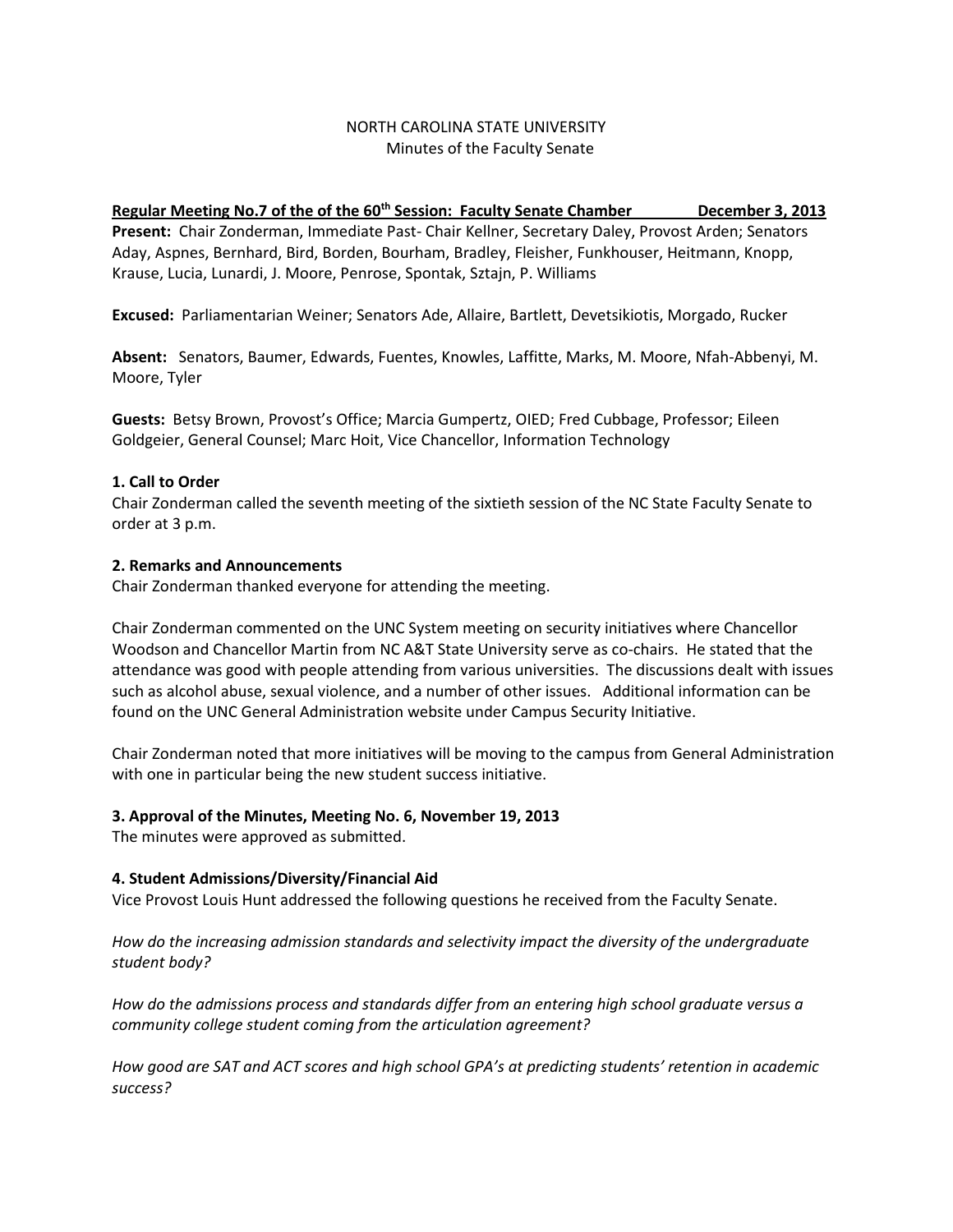NORTH CAROLINA STATE UNIVERSITY
Minutes of the Faculty Senate

**Regular Meeting No.7 of the of the 60th Session: Faculty Senate Chamber December 3, 2013**

**Present:** Chair Zonderman, Immediate Past- Chair Kellner, Secretary Daley, Provost Arden; Senators Aday, Aspnes, Bernhard, Bird, Borden, Bourham, Bradley, Fleisher, Funkhouser, Heitmann, Knopp, Krause, Lucia, Lunardi, J. Moore, Penrose, Spontak, Sztajn, P. Williams

**Excused:** Parliamentarian Weiner; Senators Ade, Allaire, Bartlett, Devetsikiotis, Morgado, Rucker

**Absent:** Senators, Baumer, Edwards, Fuentes, Knowles, Laffitte, Marks, M. Moore, Nfah-Abbenyi, M. Moore, Tyler

**Guests:** Betsy Brown, Provost's Office; Marcia Gumpertz, OIED; Fred Cubbage, Professor; Eileen Goldgeier, General Counsel; Marc Hoit, Vice Chancellor, Information Technology

**1. Call to Order**

Chair Zonderman called the seventh meeting of the sixtieth session of the NC State Faculty Senate to order at 3 p.m.

**2. Remarks and Announcements**

Chair Zonderman thanked everyone for attending the meeting.

Chair Zonderman commented on the UNC System meeting on security initiatives where Chancellor Woodson and Chancellor Martin from NC A&T State University serve as co-chairs. He stated that the attendance was good with people attending from various universities. The discussions dealt with issues such as alcohol abuse, sexual violence, and a number of other issues. Additional information can be found on the UNC General Administration website under Campus Security Initiative.

Chair Zonderman noted that more initiatives will be moving to the campus from General Administration with one in particular being the new student success initiative.

**3. Approval of the Minutes, Meeting No. 6, November 19, 2013**

The minutes were approved as submitted.

**4. Student Admissions/Diversity/Financial Aid**

Vice Provost Louis Hunt addressed the following questions he received from the Faculty Senate.

*How do the increasing admission standards and selectivity impact the diversity of the undergraduate student body?*

*How do the admissions process and standards differ from an entering high school graduate versus a community college student coming from the articulation agreement?*

*How good are SAT and ACT scores and high school GPA's at predicting students' retention in academic success?*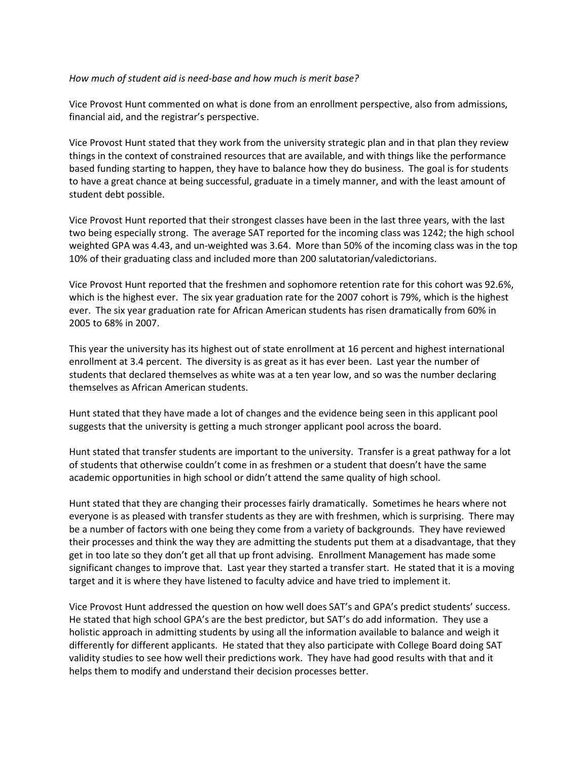*How much of student aid is need-base and how much is merit base?*

Vice Provost Hunt commented on what is done from an enrollment perspective, also from admissions, financial aid, and the registrar's perspective.

Vice Provost Hunt stated that they work from the university strategic plan and in that plan they review things in the context of constrained resources that are available, and with things like the performance based funding starting to happen, they have to balance how they do business. The goal is for students to have a great chance at being successful, graduate in a timely manner, and with the least amount of student debt possible.

Vice Provost Hunt reported that their strongest classes have been in the last three years, with the last two being especially strong. The average SAT reported for the incoming class was 1242; the high school weighted GPA was 4.43, and un-weighted was 3.64. More than 50% of the incoming class was in the top 10% of their graduating class and included more than 200 salutatorian/valedictorians.

Vice Provost Hunt reported that the freshmen and sophomore retention rate for this cohort was 92.6%, which is the highest ever. The six year graduation rate for the 2007 cohort is 79%, which is the highest ever. The six year graduation rate for African American students has risen dramatically from 60% in 2005 to 68% in 2007.

This year the university has its highest out of state enrollment at 16 percent and highest international enrollment at 3.4 percent. The diversity is as great as it has ever been. Last year the number of students that declared themselves as white was at a ten year low, and so was the number declaring themselves as African American students.

Hunt stated that they have made a lot of changes and the evidence being seen in this applicant pool suggests that the university is getting a much stronger applicant pool across the board.

Hunt stated that transfer students are important to the university. Transfer is a great pathway for a lot of students that otherwise couldn't come in as freshmen or a student that doesn't have the same academic opportunities in high school or didn't attend the same quality of high school.

Hunt stated that they are changing their processes fairly dramatically. Sometimes he hears where not everyone is as pleased with transfer students as they are with freshmen, which is surprising. There may be a number of factors with one being they come from a variety of backgrounds. They have reviewed their processes and think the way they are admitting the students put them at a disadvantage, that they get in too late so they don't get all that up front advising. Enrollment Management has made some significant changes to improve that. Last year they started a transfer start. He stated that it is a moving target and it is where they have listened to faculty advice and have tried to implement it.

Vice Provost Hunt addressed the question on how well does SAT's and GPA's predict students' success. He stated that high school GPA's are the best predictor, but SAT's do add information. They use a holistic approach in admitting students by using all the information available to balance and weigh it differently for different applicants. He stated that they also participate with College Board doing SAT validity studies to see how well their predictions work. They have had good results with that and it helps them to modify and understand their decision processes better.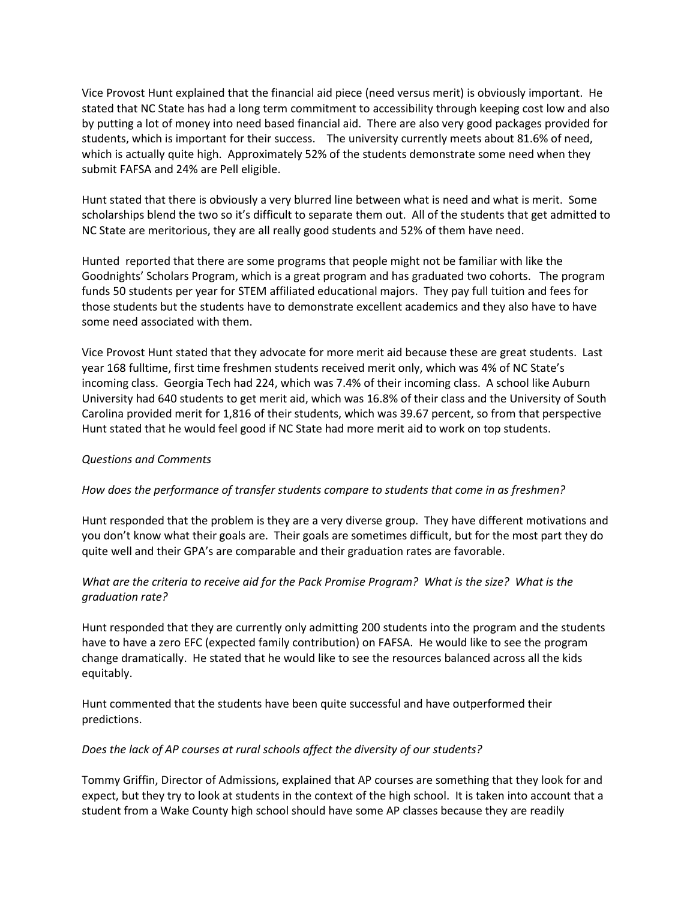Vice Provost Hunt explained that the financial aid piece (need versus merit) is obviously important. He stated that NC State has had a long term commitment to accessibility through keeping cost low and also by putting a lot of money into need based financial aid. There are also very good packages provided for students, which is important for their success. The university currently meets about 81.6% of need, which is actually quite high. Approximately 52% of the students demonstrate some need when they submit FAFSA and 24% are Pell eligible.

Hunt stated that there is obviously a very blurred line between what is need and what is merit. Some scholarships blend the two so it's difficult to separate them out. All of the students that get admitted to NC State are meritorious, they are all really good students and 52% of them have need.

Hunted reported that there are some programs that people might not be familiar with like the Goodnights' Scholars Program, which is a great program and has graduated two cohorts. The program funds 50 students per year for STEM affiliated educational majors. They pay full tuition and fees for those students but the students have to demonstrate excellent academics and they also have to have some need associated with them.

Vice Provost Hunt stated that they advocate for more merit aid because these are great students. Last year 168 fulltime, first time freshmen students received merit only, which was 4% of NC State's incoming class. Georgia Tech had 224, which was 7.4% of their incoming class. A school like Auburn University had 640 students to get merit aid, which was 16.8% of their class and the University of South Carolina provided merit for 1,816 of their students, which was 39.67 percent, so from that perspective Hunt stated that he would feel good if NC State had more merit aid to work on top students.

*Questions and Comments*

*How does the performance of transfer students compare to students that come in as freshmen?*

Hunt responded that the problem is they are a very diverse group. They have different motivations and you don't know what their goals are. Their goals are sometimes difficult, but for the most part they do quite well and their GPA's are comparable and their graduation rates are favorable.

*What are the criteria to receive aid for the Pack Promise Program? What is the size? What is the graduation rate?*

Hunt responded that they are currently only admitting 200 students into the program and the students have to have a zero EFC (expected family contribution) on FAFSA. He would like to see the program change dramatically. He stated that he would like to see the resources balanced across all the kids equitably.

Hunt commented that the students have been quite successful and have outperformed their predictions.

*Does the lack of AP courses at rural schools affect the diversity of our students?*

Tommy Griffin, Director of Admissions, explained that AP courses are something that they look for and expect, but they try to look at students in the context of the high school. It is taken into account that a student from a Wake County high school should have some AP classes because they are readily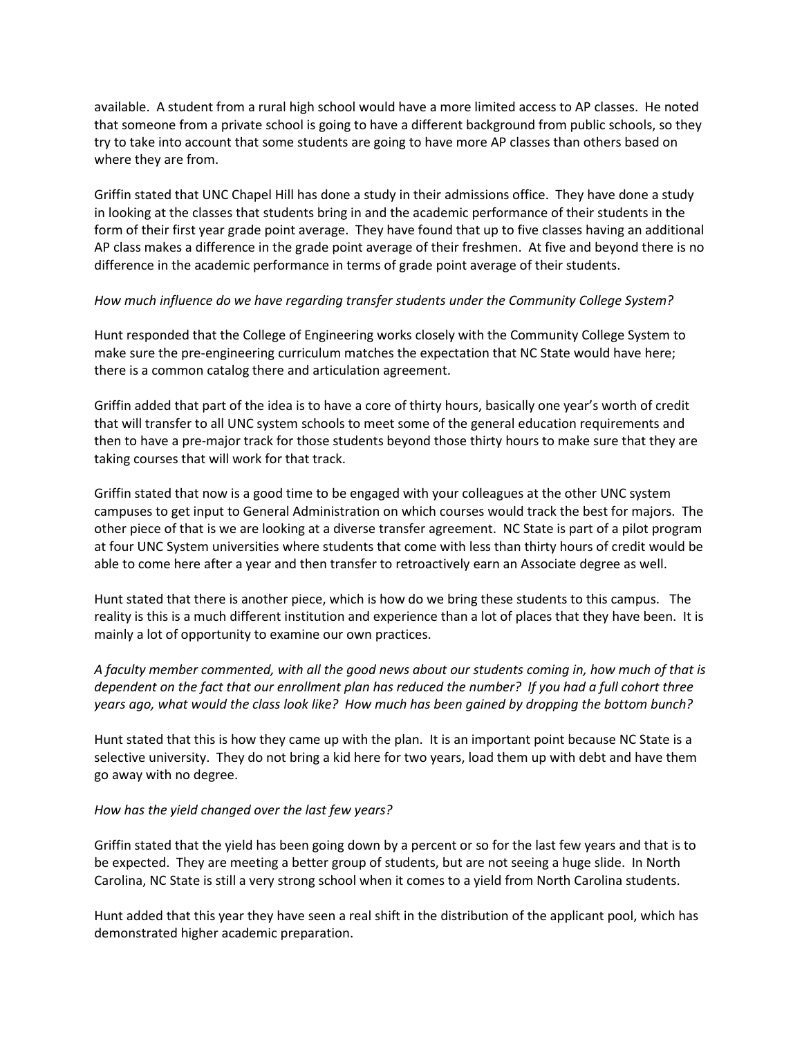available. A student from a rural high school would have a more limited access to AP classes. He noted that someone from a private school is going to have a different background from public schools, so they try to take into account that some students are going to have more AP classes than others based on where they are from.

Griffin stated that UNC Chapel Hill has done a study in their admissions office. They have done a study in looking at the classes that students bring in and the academic performance of their students in the form of their first year grade point average. They have found that up to five classes having an additional AP class makes a difference in the grade point average of their freshmen. At five and beyond there is no difference in the academic performance in terms of grade point average of their students.

*How much influence do we have regarding transfer students under the Community College System?*

Hunt responded that the College of Engineering works closely with the Community College System to make sure the pre-engineering curriculum matches the expectation that NC State would have here; there is a common catalog there and articulation agreement.

Griffin added that part of the idea is to have a core of thirty hours, basically one year's worth of credit that will transfer to all UNC system schools to meet some of the general education requirements and then to have a pre-major track for those students beyond those thirty hours to make sure that they are taking courses that will work for that track.

Griffin stated that now is a good time to be engaged with your colleagues at the other UNC system campuses to get input to General Administration on which courses would track the best for majors. The other piece of that is we are looking at a diverse transfer agreement. NC State is part of a pilot program at four UNC System universities where students that come with less than thirty hours of credit would be able to come here after a year and then transfer to retroactively earn an Associate degree as well.

Hunt stated that there is another piece, which is how do we bring these students to this campus. The reality is this is a much different institution and experience than a lot of places that they have been. It is mainly a lot of opportunity to examine our own practices.

*A faculty member commented, with all the good news about our students coming in, how much of that is dependent on the fact that our enrollment plan has reduced the number? If you had a full cohort three years ago, what would the class look like? How much has been gained by dropping the bottom bunch?*

Hunt stated that this is how they came up with the plan. It is an important point because NC State is a selective university. They do not bring a kid here for two years, load them up with debt and have them go away with no degree.

*How has the yield changed over the last few years?*

Griffin stated that the yield has been going down by a percent or so for the last few years and that is to be expected. They are meeting a better group of students, but are not seeing a huge slide. In North Carolina, NC State is still a very strong school when it comes to a yield from North Carolina students.

Hunt added that this year they have seen a real shift in the distribution of the applicant pool, which has demonstrated higher academic preparation.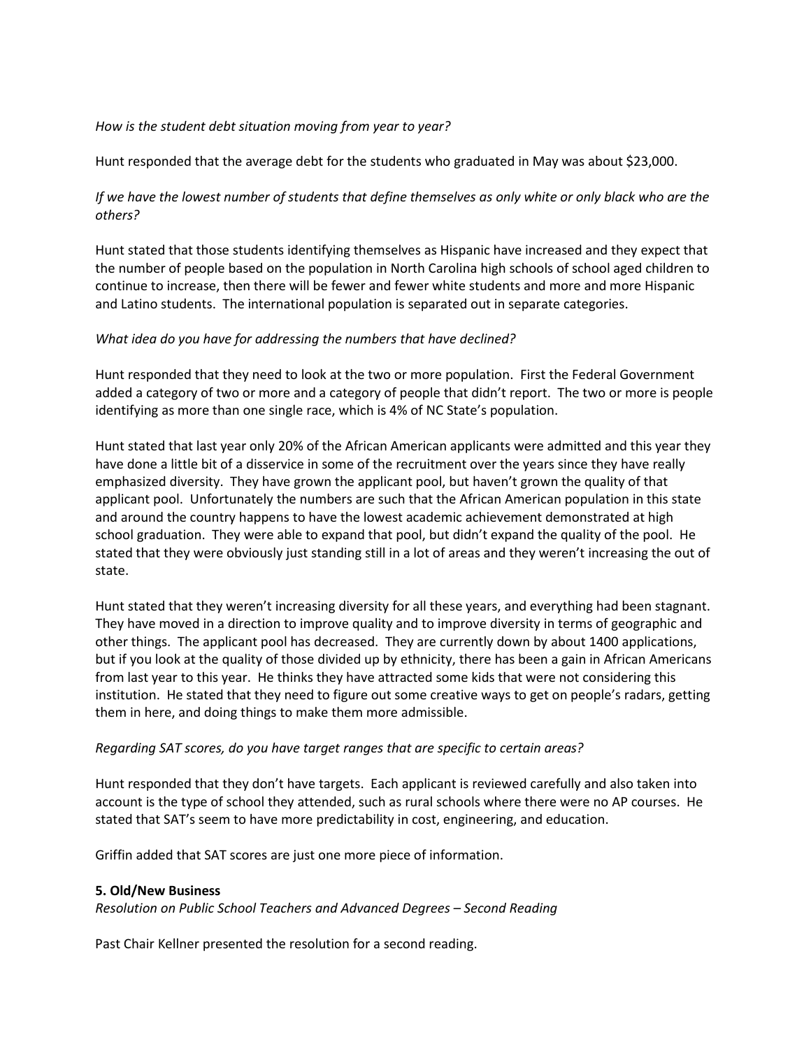*How is the student debt situation moving from year to year?*

Hunt responded that the average debt for the students who graduated in May was about $23,000.

*If we have the lowest number of students that define themselves as only white or only black who are the others?*

Hunt stated that those students identifying themselves as Hispanic have increased and they expect that the number of people based on the population in North Carolina high schools of school aged children to continue to increase, then there will be fewer and fewer white students and more and more Hispanic and Latino students. The international population is separated out in separate categories.

*What idea do you have for addressing the numbers that have declined?*

Hunt responded that they need to look at the two or more population. First the Federal Government added a category of two or more and a category of people that didn't report. The two or more is people identifying as more than one single race, which is 4% of NC State's population.

Hunt stated that last year only 20% of the African American applicants were admitted and this year they have done a little bit of a disservice in some of the recruitment over the years since they have really emphasized diversity. They have grown the applicant pool, but haven't grown the quality of that applicant pool. Unfortunately the numbers are such that the African American population in this state and around the country happens to have the lowest academic achievement demonstrated at high school graduation. They were able to expand that pool, but didn't expand the quality of the pool. He stated that they were obviously just standing still in a lot of areas and they weren't increasing the out of state.

Hunt stated that they weren't increasing diversity for all these years, and everything had been stagnant. They have moved in a direction to improve quality and to improve diversity in terms of geographic and other things. The applicant pool has decreased. They are currently down by about 1400 applications, but if you look at the quality of those divided up by ethnicity, there has been a gain in African Americans from last year to this year. He thinks they have attracted some kids that were not considering this institution. He stated that they need to figure out some creative ways to get on people's radars, getting them in here, and doing things to make them more admissible.

*Regarding SAT scores, do you have target ranges that are specific to certain areas?*

Hunt responded that they don't have targets. Each applicant is reviewed carefully and also taken into account is the type of school they attended, such as rural schools where there were no AP courses. He stated that SAT's seem to have more predictability in cost, engineering, and education.

Griffin added that SAT scores are just one more piece of information.

**5. Old/New Business**

*Resolution on Public School Teachers and Advanced Degrees – Second Reading*

Past Chair Kellner presented the resolution for a second reading.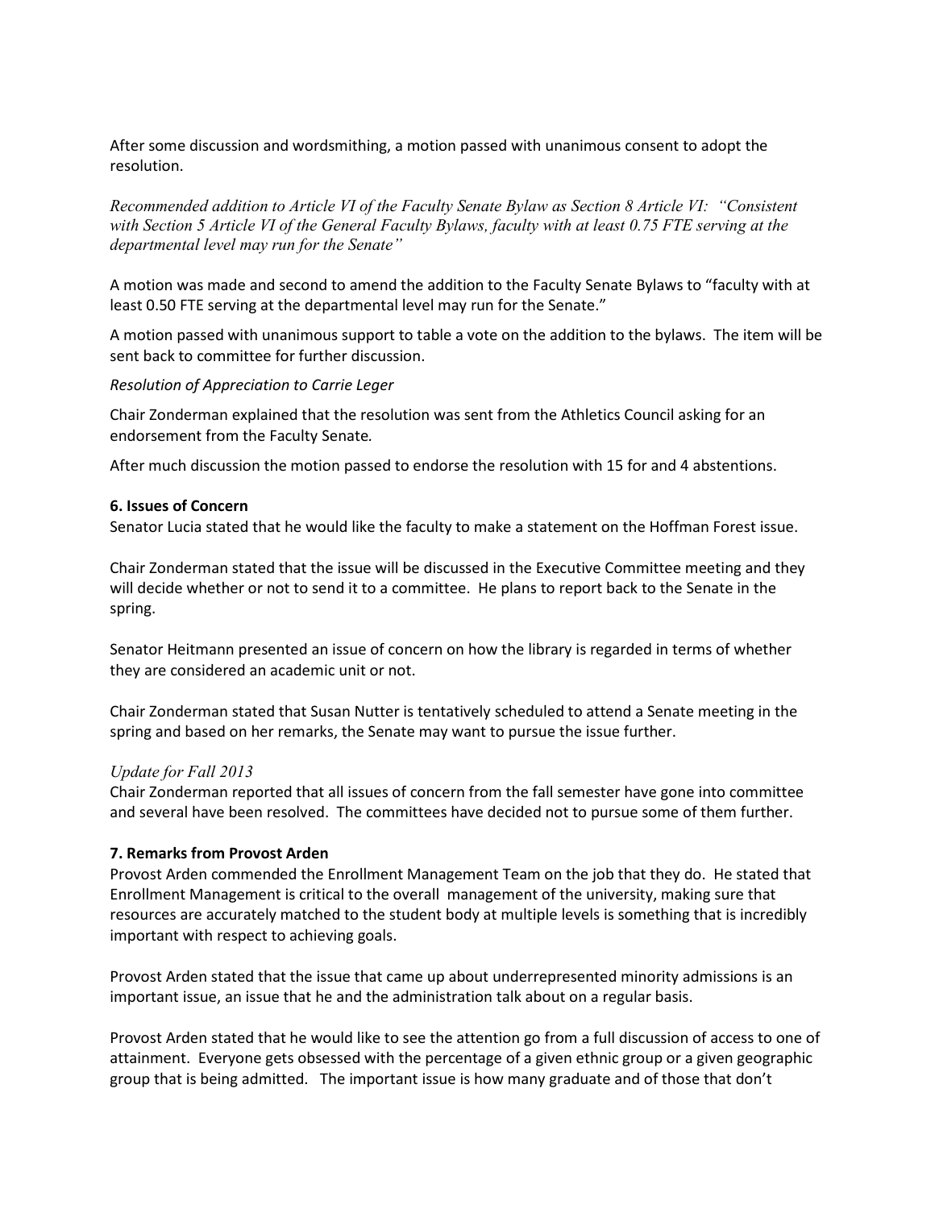After some discussion and wordsmithing, a motion passed with unanimous consent to adopt the resolution.

*Recommended addition to Article VI of the Faculty Senate Bylaw as Section 8 Article VI: "Consistent with Section 5 Article VI of the General Faculty Bylaws, faculty with at least 0.75 FTE serving at the departmental level may run for the Senate"*

A motion was made and second to amend the addition to the Faculty Senate Bylaws to "faculty with at least 0.50 FTE serving at the departmental level may run for the Senate."

A motion passed with unanimous support to table a vote on the addition to the bylaws. The item will be sent back to committee for further discussion.

*Resolution of Appreciation to Carrie Leger*

Chair Zonderman explained that the resolution was sent from the Athletics Council asking for an endorsement from the Faculty Senate.

After much discussion the motion passed to endorse the resolution with 15 for and 4 abstentions.

**6. Issues of Concern**

Senator Lucia stated that he would like the faculty to make a statement on the Hoffman Forest issue.

Chair Zonderman stated that the issue will be discussed in the Executive Committee meeting and they will decide whether or not to send it to a committee. He plans to report back to the Senate in the spring.

Senator Heitmann presented an issue of concern on how the library is regarded in terms of whether they are considered an academic unit or not.

Chair Zonderman stated that Susan Nutter is tentatively scheduled to attend a Senate meeting in the spring and based on her remarks, the Senate may want to pursue the issue further.

*Update for Fall 2013*

Chair Zonderman reported that all issues of concern from the fall semester have gone into committee and several have been resolved. The committees have decided not to pursue some of them further.

**7. Remarks from Provost Arden**

Provost Arden commended the Enrollment Management Team on the job that they do. He stated that Enrollment Management is critical to the overall management of the university, making sure that resources are accurately matched to the student body at multiple levels is something that is incredibly important with respect to achieving goals.

Provost Arden stated that the issue that came up about underrepresented minority admissions is an important issue, an issue that he and the administration talk about on a regular basis.

Provost Arden stated that he would like to see the attention go from a full discussion of access to one of attainment. Everyone gets obsessed with the percentage of a given ethnic group or a given geographic group that is being admitted. The important issue is how many graduate and of those that don't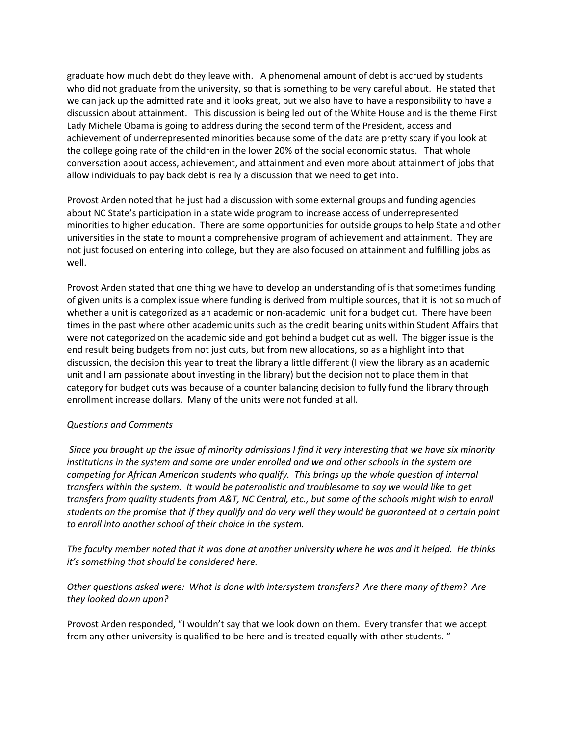graduate how much debt do they leave with. A phenomenal amount of debt is accrued by students who did not graduate from the university, so that is something to be very careful about. He stated that we can jack up the admitted rate and it looks great, but we also have to have a responsibility to have a discussion about attainment. This discussion is being led out of the White House and is the theme First Lady Michele Obama is going to address during the second term of the President, access and achievement of underrepresented minorities because some of the data are pretty scary if you look at the college going rate of the children in the lower 20% of the social economic status. That whole conversation about access, achievement, and attainment and even more about attainment of jobs that allow individuals to pay back debt is really a discussion that we need to get into.

Provost Arden noted that he just had a discussion with some external groups and funding agencies about NC State's participation in a state wide program to increase access of underrepresented minorities to higher education. There are some opportunities for outside groups to help State and other universities in the state to mount a comprehensive program of achievement and attainment. They are not just focused on entering into college, but they are also focused on attainment and fulfilling jobs as well.

Provost Arden stated that one thing we have to develop an understanding of is that sometimes funding of given units is a complex issue where funding is derived from multiple sources, that it is not so much of whether a unit is categorized as an academic or non-academic unit for a budget cut. There have been times in the past where other academic units such as the credit bearing units within Student Affairs that were not categorized on the academic side and got behind a budget cut as well. The bigger issue is the end result being budgets from not just cuts, but from new allocations, so as a highlight into that discussion, the decision this year to treat the library a little different (I view the library as an academic unit and I am passionate about investing in the library) but the decision not to place them in that category for budget cuts was because of a counter balancing decision to fully fund the library through enrollment increase dollars. Many of the units were not funded at all.

*Questions and Comments*

*Since you brought up the issue of minority admissions I find it very interesting that we have six minority institutions in the system and some are under enrolled and we and other schools in the system are competing for African American students who qualify. This brings up the whole question of internal transfers within the system. It would be paternalistic and troublesome to say we would like to get transfers from quality students from A&T, NC Central, etc., but some of the schools might wish to enroll students on the promise that if they qualify and do very well they would be guaranteed at a certain point to enroll into another school of their choice in the system.*

*The faculty member noted that it was done at another university where he was and it helped. He thinks it's something that should be considered here.*

*Other questions asked were: What is done with intersystem transfers? Are there many of them? Are they looked down upon?*

Provost Arden responded, "I wouldn't say that we look down on them. Every transfer that we accept from any other university is qualified to be here and is treated equally with other students. "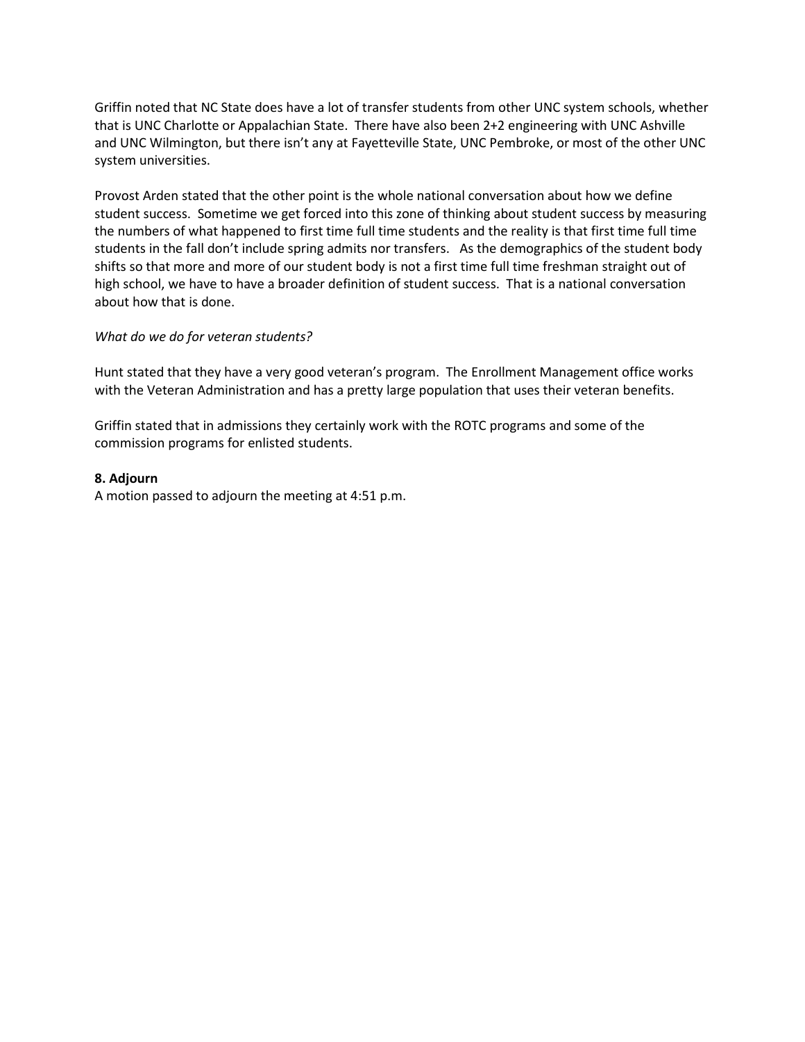Griffin noted that NC State does have a lot of transfer students from other UNC system schools, whether that is UNC Charlotte or Appalachian State. There have also been 2+2 engineering with UNC Ashville and UNC Wilmington, but there isn't any at Fayetteville State, UNC Pembroke, or most of the other UNC system universities.

Provost Arden stated that the other point is the whole national conversation about how we define student success. Sometime we get forced into this zone of thinking about student success by measuring the numbers of what happened to first time full time students and the reality is that first time full time students in the fall don't include spring admits nor transfers. As the demographics of the student body shifts so that more and more of our student body is not a first time full time freshman straight out of high school, we have to have a broader definition of student success. That is a national conversation about how that is done.

*What do we do for veteran students?*

Hunt stated that they have a very good veteran's program. The Enrollment Management office works with the Veteran Administration and has a pretty large population that uses their veteran benefits.

Griffin stated that in admissions they certainly work with the ROTC programs and some of the commission programs for enlisted students.

**8. Adjourn**
A motion passed to adjourn the meeting at 4:51 p.m.